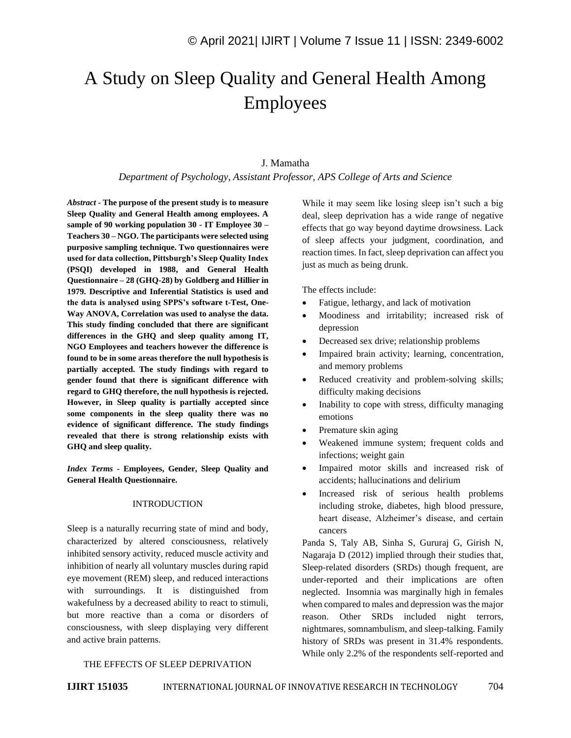# A Study on Sleep Quality and General Health Among Employees

J. Mamatha

*Department of Psychology, Assistant Professor, APS College of Arts and Science*

***Abstract* - The purpose of the present study is to measure Sleep Quality and General Health among employees. A sample of 90 working population 30 - IT Employee 30 – Teachers 30 – NGO. The participants were selected using purposive sampling technique. Two questionnaires were used for data collection, Pittsburgh's Sleep Quality Index (PSQI) developed in 1988, and General Health Questionnaire – 28 (GHQ-28) by Goldberg and Hillier in 1979. Descriptive and Inferential Statistics is used and the data is analysed using SPPS's software t-Test, One-Way ANOVA, Correlation was used to analyse the data. This study finding concluded that there are significant differences in the GHQ and sleep quality among IT, NGO Employees and teachers however the difference is found to be in some areas therefore the null hypothesis is partially accepted. The study findings with regard to gender found that there is significant difference with regard to GHQ therefore, the null hypothesis is rejected. However, in Sleep quality is partially accepted since some components in the sleep quality there was no evidence of significant difference. The study findings revealed that there is strong relationship exists with GHQ and sleep quality.**

***Index Terms* - Employees, Gender, Sleep Quality and General Health Questionnaire.**

## INTRODUCTION

Sleep is a naturally recurring state of mind and body, characterized by altered consciousness, relatively inhibited sensory activity, reduced muscle activity and inhibition of nearly all voluntary muscles during rapid eye movement (REM) sleep, and reduced interactions with surroundings. It is distinguished from wakefulness by a decreased ability to react to stimuli, but more reactive than a coma or disorders of consciousness, with sleep displaying very different and active brain patterns.

## THE EFFECTS OF SLEEP DEPRIVATION

While it may seem like losing sleep isn't such a big deal, sleep deprivation has a wide range of negative effects that go way beyond daytime drowsiness. Lack of sleep affects your judgment, coordination, and reaction times. In fact, sleep deprivation can affect you just as much as being drunk.

The effects include:

- Fatigue, lethargy, and lack of motivation
- Moodiness and irritability; increased risk of depression
- Decreased sex drive; relationship problems
- Impaired brain activity; learning, concentration, and memory problems
- Reduced creativity and problem-solving skills; difficulty making decisions
- Inability to cope with stress, difficulty managing emotions
- Premature skin aging
- Weakened immune system; frequent colds and infections; weight gain
- Impaired motor skills and increased risk of accidents; hallucinations and delirium
- Increased risk of serious health problems including stroke, diabetes, high blood pressure, heart disease, Alzheimer's disease, and certain cancers

Panda S, Taly AB, Sinha S, Gururaj G, Girish N, Nagaraja D (2012) implied through their studies that, Sleep-related disorders (SRDs) though frequent, are under-reported and their implications are often neglected. Insomnia was marginally high in females when compared to males and depression was the major reason. Other SRDs included night terrors, nightmares, somnambulism, and sleep-talking. Family history of SRDs was present in 31.4% respondents. While only 2.2% of the respondents self-reported and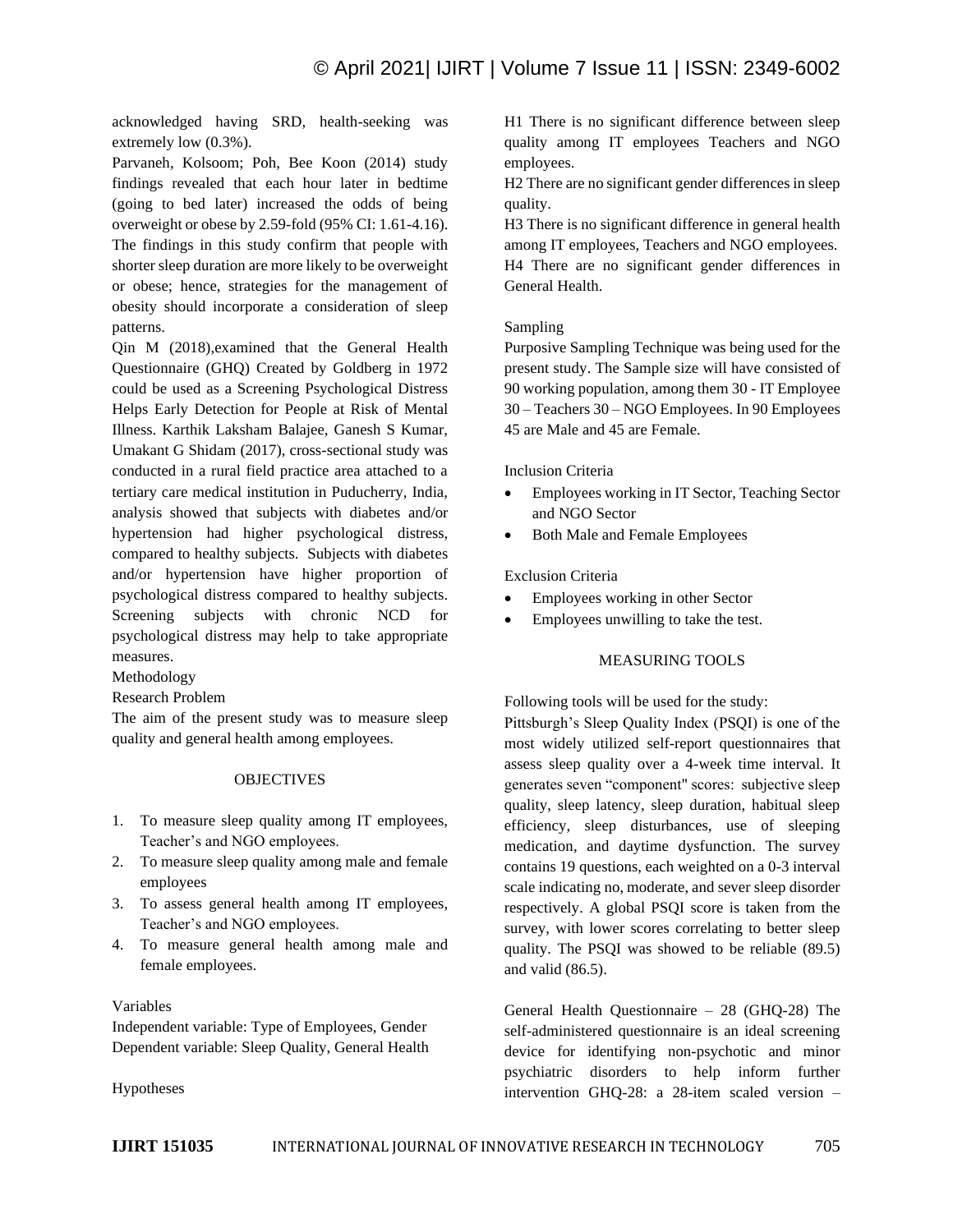acknowledged having SRD, health-seeking was extremely low (0.3%).

Parvaneh, Kolsoom; Poh, Bee Koon (2014) study findings revealed that each hour later in bedtime (going to bed later) increased the odds of being overweight or obese by 2.59-fold (95% CI: 1.61-4.16). The findings in this study confirm that people with shorter sleep duration are more likely to be overweight or obese; hence, strategies for the management of obesity should incorporate a consideration of sleep patterns.

Qin M (2018),examined that the General Health Questionnaire (GHQ) Created by Goldberg in 1972 could be used as a Screening Psychological Distress Helps Early Detection for People at Risk of Mental Illness. Karthik Laksham Balajee, Ganesh S Kumar, Umakant G Shidam (2017), cross-sectional study was conducted in a rural field practice area attached to a tertiary care medical institution in Puducherry, India, analysis showed that subjects with diabetes and/or hypertension had higher psychological distress, compared to healthy subjects. Subjects with diabetes and/or hypertension have higher proportion of psychological distress compared to healthy subjects. Screening subjects with chronic NCD for psychological distress may help to take appropriate measures.

## Methodology

### Research Problem

The aim of the present study was to measure sleep quality and general health among employees.

### OBJECTIVES

1. To measure sleep quality among IT employees, Teacher's and NGO employees.
2. To measure sleep quality among male and female employees
3. To assess general health among IT employees, Teacher's and NGO employees.
4. To measure general health among male and female employees.

### Variables

Independent variable: Type of Employees, Gender
Dependent variable: Sleep Quality, General Health

### Hypotheses

H1 There is no significant difference between sleep quality among IT employees Teachers and NGO employees.

H2 There are no significant gender differences in sleep quality.

H3 There is no significant difference in general health among IT employees, Teachers and NGO employees.

H4 There are no significant gender differences in General Health.

### Sampling

Purposive Sampling Technique was being used for the present study. The Sample size will have consisted of 90 working population, among them 30 - IT Employee 30 – Teachers 30 – NGO Employees. In 90 Employees 45 are Male and 45 are Female.

### Inclusion Criteria

- Employees working in IT Sector, Teaching Sector and NGO Sector
- Both Male and Female Employees

### Exclusion Criteria

- Employees working in other Sector
- Employees unwilling to take the test.

### MEASURING TOOLS

Following tools will be used for the study:

Pittsburgh's Sleep Quality Index (PSQI) is one of the most widely utilized self-report questionnaires that assess sleep quality over a 4-week time interval. It generates seven "component" scores: subjective sleep quality, sleep latency, sleep duration, habitual sleep efficiency, sleep disturbances, use of sleeping medication, and daytime dysfunction. The survey contains 19 questions, each weighted on a 0-3 interval scale indicating no, moderate, and sever sleep disorder respectively. A global PSQI score is taken from the survey, with lower scores correlating to better sleep quality. The PSQI was showed to be reliable (89.5) and valid (86.5).

General Health Questionnaire – 28 (GHQ-28) The self-administered questionnaire is an ideal screening device for identifying non-psychotic and minor psychiatric disorders to help inform further intervention GHQ-28: a 28-item scaled version –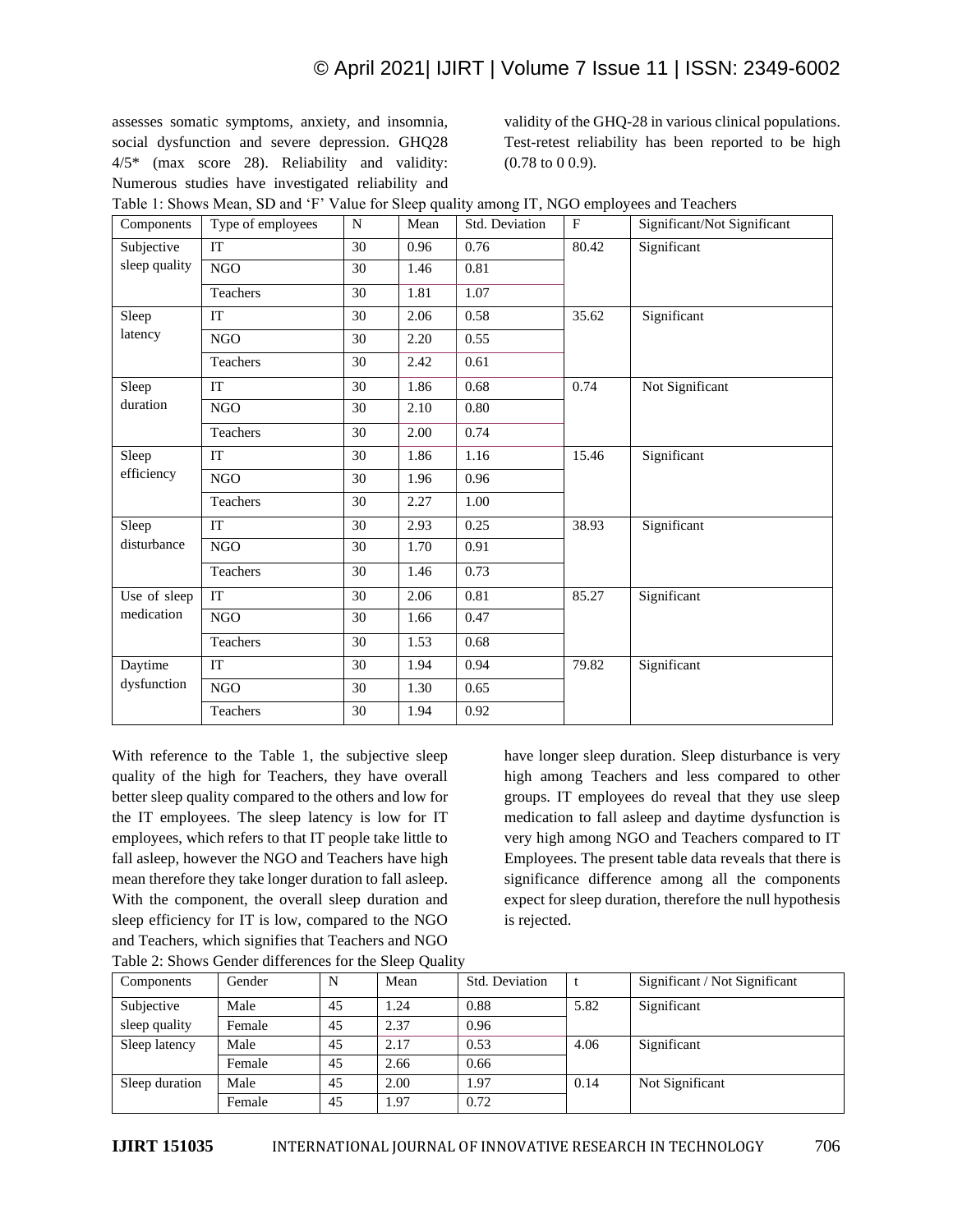assesses somatic symptoms, anxiety, and insomnia, social dysfunction and severe depression. GHQ28 4/5* (max score 28). Reliability and validity: Numerous studies have investigated reliability and validity of the GHQ-28 in various clinical populations. Test-retest reliability has been reported to be high (0.78 to 0 0.9).

Table 1: Shows Mean, SD and 'F' Value for Sleep quality among IT, NGO employees and Teachers

| Components | Type of employees | N | Mean | Std. Deviation | F | Significant/Not Significant |
|---|---|---|---|---|---|---|
| Subjective sleep quality | IT | 30 | 0.96 | 0.76 | 80.42 | Significant |
| | NGO | 30 | 1.46 | 0.81 | | |
| | Teachers | 30 | 1.81 | 1.07 | | |
| Sleep latency | IT | 30 | 2.06 | 0.58 | 35.62 | Significant |
| | NGO | 30 | 2.20 | 0.55 | | |
| | Teachers | 30 | 2.42 | 0.61 | | |
| Sleep duration | IT | 30 | 1.86 | 0.68 | 0.74 | Not Significant |
| | NGO | 30 | 2.10 | 0.80 | | |
| | Teachers | 30 | 2.00 | 0.74 | | |
| Sleep efficiency | IT | 30 | 1.86 | 1.16 | 15.46 | Significant |
| | NGO | 30 | 1.96 | 0.96 | | |
| | Teachers | 30 | 2.27 | 1.00 | | |
| Sleep disturbance | IT | 30 | 2.93 | 0.25 | 38.93 | Significant |
| | NGO | 30 | 1.70 | 0.91 | | |
| | Teachers | 30 | 1.46 | 0.73 | | |
| Use of sleep medication | IT | 30 | 2.06 | 0.81 | 85.27 | Significant |
| | NGO | 30 | 1.66 | 0.47 | | |
| | Teachers | 30 | 1.53 | 0.68 | | |
| Daytime dysfunction | IT | 30 | 1.94 | 0.94 | 79.82 | Significant |
| | NGO | 30 | 1.30 | 0.65 | | |
| | Teachers | 30 | 1.94 | 0.92 | | |

With reference to the Table 1, the subjective sleep quality of the high for Teachers, they have overall better sleep quality compared to the others and low for the IT employees. The sleep latency is low for IT employees, which refers to that IT people take little to fall asleep, however the NGO and Teachers have high mean therefore they take longer duration to fall asleep. With the component, the overall sleep duration and sleep efficiency for IT is low, compared to the NGO and Teachers, which signifies that Teachers and NGO have longer sleep duration. Sleep disturbance is very high among Teachers and less compared to other groups. IT employees do reveal that they use sleep medication to fall asleep and daytime dysfunction is very high among NGO and Teachers compared to IT Employees. The present table data reveals that there is significance difference among all the components expect for sleep duration, therefore the null hypothesis is rejected.

Table 2: Shows Gender differences for the Sleep Quality

| Components | Gender | N | Mean | Std. Deviation | t | Significant / Not Significant |
|---|---|---|---|---|---|---|
| Subjective sleep quality | Male | 45 | 1.24 | 0.88 | 5.82 | Significant |
| | Female | 45 | 2.37 | 0.96 | | |
| Sleep latency | Male | 45 | 2.17 | 0.53 | 4.06 | Significant |
| | Female | 45 | 2.66 | 0.66 | | |
| Sleep duration | Male | 45 | 2.00 | 1.97 | 0.14 | Not Significant |
| | Female | 45 | 1.97 | 0.72 | | |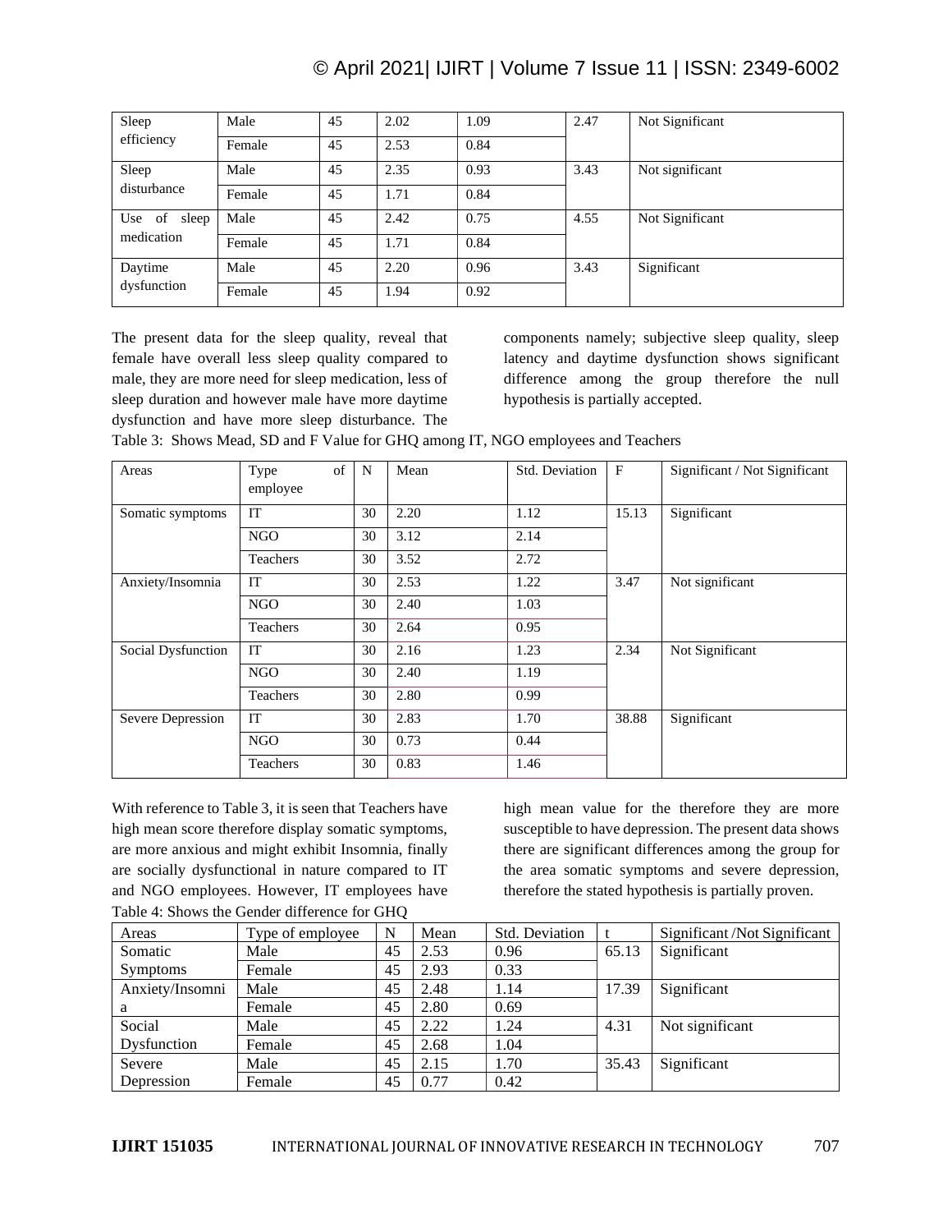| Sleep efficiency | Male | 45 | 2.02 | 1.09 | 2.47 | Not Significant |
|---|---|---|---|---|---|---|
| | Female | 45 | 2.53 | 0.84 | | |
| Sleep disturbance | Male | 45 | 2.35 | 0.93 | 3.43 | Not significant |
| | Female | 45 | 1.71 | 0.84 | | |
| Use of sleep medication | Male | 45 | 2.42 | 0.75 | 4.55 | Not Significant |
| | Female | 45 | 1.71 | 0.84 | | |
| Daytime dysfunction | Male | 45 | 2.20 | 0.96 | 3.43 | Significant |
| | Female | 45 | 1.94 | 0.92 | | |

The present data for the sleep quality, reveal that female have overall less sleep quality compared to male, they are more need for sleep medication, less of sleep duration and however male have more daytime dysfunction and have more sleep disturbance. The components namely; subjective sleep quality, sleep latency and daytime dysfunction shows significant difference among the group therefore the null hypothesis is partially accepted.

Table 3: Shows Mead, SD and F Value for GHQ among IT, NGO employees and Teachers

| Areas | Type of employee | N | Mean | Std. Deviation | F | Significant / Not Significant |
|---|---|---|---|---|---|---|
| Somatic symptoms | IT | 30 | 2.20 | 1.12 | 15.13 | Significant |
| | NGO | 30 | 3.12 | 2.14 | | |
| | Teachers | 30 | 3.52 | 2.72 | | |
| Anxiety/Insomnia | IT | 30 | 2.53 | 1.22 | 3.47 | Not significant |
| | NGO | 30 | 2.40 | 1.03 | | |
| | Teachers | 30 | 2.64 | 0.95 | | |
| Social Dysfunction | IT | 30 | 2.16 | 1.23 | 2.34 | Not Significant |
| | NGO | 30 | 2.40 | 1.19 | | |
| | Teachers | 30 | 2.80 | 0.99 | | |
| Severe Depression | IT | 30 | 2.83 | 1.70 | 38.88 | Significant |
| | NGO | 30 | 0.73 | 0.44 | | |
| | Teachers | 30 | 0.83 | 1.46 | | |

With reference to Table 3, it is seen that Teachers have high mean score therefore display somatic symptoms, are more anxious and might exhibit Insomnia, finally are socially dysfunctional in nature compared to IT and NGO employees. However, IT employees have high mean value for the therefore they are more susceptible to have depression. The present data shows there are significant differences among the group for the area somatic symptoms and severe depression, therefore the stated hypothesis is partially proven.

Table 4: Shows the Gender difference for GHQ

| Areas | Type of employee | N | Mean | Std. Deviation | t | Significant /Not Significant |
|---|---|---|---|---|---|---|
| Somatic Symptoms | Male | 45 | 2.53 | 0.96 | 65.13 | Significant |
| | Female | 45 | 2.93 | 0.33 | | |
| Anxiety/Insomnia | Male | 45 | 2.48 | 1.14 | 17.39 | Significant |
| | Female | 45 | 2.80 | 0.69 | | |
| Social Dysfunction | Male | 45 | 2.22 | 1.24 | 4.31 | Not significant |
| | Female | 45 | 2.68 | 1.04 | | |
| Severe Depression | Male | 45 | 2.15 | 1.70 | 35.43 | Significant |
| | Female | 45 | 0.77 | 0.42 | | |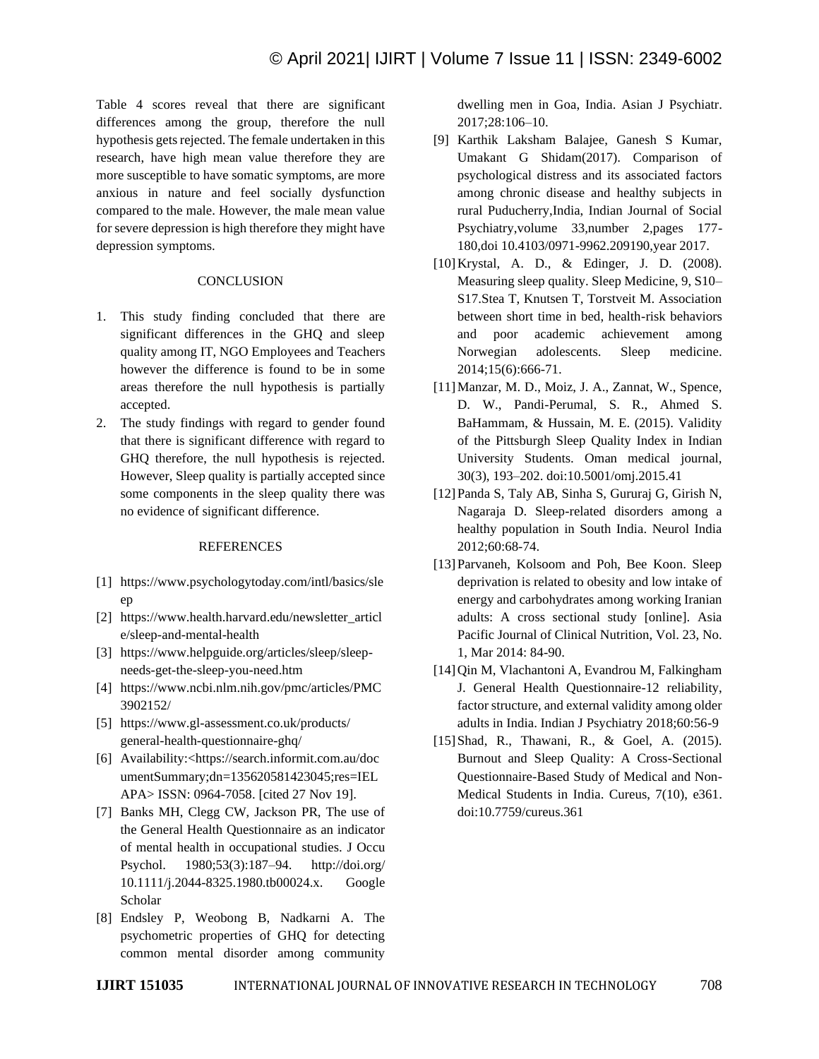Table 4 scores reveal that there are significant differences among the group, therefore the null hypothesis gets rejected. The female undertaken in this research, have high mean value therefore they are more susceptible to have somatic symptoms, are more anxious in nature and feel socially dysfunction compared to the male. However, the male mean value for severe depression is high therefore they might have depression symptoms.

## CONCLUSION

1. This study finding concluded that there are significant differences in the GHQ and sleep quality among IT, NGO Employees and Teachers however the difference is found to be in some areas therefore the null hypothesis is partially accepted.
2. The study findings with regard to gender found that there is significant difference with regard to GHQ therefore, the null hypothesis is rejected. However, Sleep quality is partially accepted since some components in the sleep quality there was no evidence of significant difference.

## REFERENCES

[1] https://www.psychologytoday.com/intl/basics/sleep

[2] https://www.health.harvard.edu/newsletter_article/sleep-and-mental-health

[3] https://www.helpguide.org/articles/sleep/sleep-needs-get-the-sleep-you-need.htm

[4] https://www.ncbi.nlm.nih.gov/pmc/articles/PMC3902152/

[5] https://www.gl-assessment.co.uk/products/general-health-questionnaire-ghq/

[6] Availability:<https://search.informit.com.au/documentSummary;dn=135620581423045;res=IELAPA> ISSN: 0964-7058. [cited 27 Nov 19].

[7] Banks MH, Clegg CW, Jackson PR, The use of the General Health Questionnaire as an indicator of mental health in occupational studies. J Occu Psychol. 1980;53(3):187–94. http://doi.org/10.1111/j.2044-8325.1980.tb00024.x. Google Scholar

[8] Endsley P, Weobong B, Nadkarni A. The psychometric properties of GHQ for detecting common mental disorder among community dwelling men in Goa, India. Asian J Psychiatr. 2017;28:106–10.

[9] Karthik Laksham Balajee, Ganesh S Kumar, Umakant G Shidam(2017). Comparison of psychological distress and its associated factors among chronic disease and healthy subjects in rural Puducherry,India, Indian Journal of Social Psychiatry,volume 33,number 2,pages 177-180,doi 10.4103/0971-9962.209190,year 2017.

[10] Krystal, A. D., & Edinger, J. D. (2008). Measuring sleep quality. Sleep Medicine, 9, S10–S17.Stea T, Knutsen T, Torstveit M. Association between short time in bed, health-risk behaviors and poor academic achievement among Norwegian adolescents. Sleep medicine. 2014;15(6):666-71.

[11] Manzar, M. D., Moiz, J. A., Zannat, W., Spence, D. W., Pandi-Perumal, S. R., Ahmed S. BaHammam, & Hussain, M. E. (2015). Validity of the Pittsburgh Sleep Quality Index in Indian University Students. Oman medical journal, 30(3), 193–202. doi:10.5001/omj.2015.41

[12] Panda S, Taly AB, Sinha S, Gururaj G, Girish N, Nagaraja D. Sleep-related disorders among a healthy population in South India. Neurol India 2012;60:68-74.

[13] Parvaneh, Kolsoom and Poh, Bee Koon. Sleep deprivation is related to obesity and low intake of energy and carbohydrates among working Iranian adults: A cross sectional study [online]. Asia Pacific Journal of Clinical Nutrition, Vol. 23, No. 1, Mar 2014: 84-90.

[14] Qin M, Vlachantoni A, Evandrou M, Falkingham J. General Health Questionnaire-12 reliability, factor structure, and external validity among older adults in India. Indian J Psychiatry 2018;60:56-9

[15] Shad, R., Thawani, R., & Goel, A. (2015). Burnout and Sleep Quality: A Cross-Sectional Questionnaire-Based Study of Medical and Non-Medical Students in India. Cureus, 7(10), e361. doi:10.7759/cureus.361